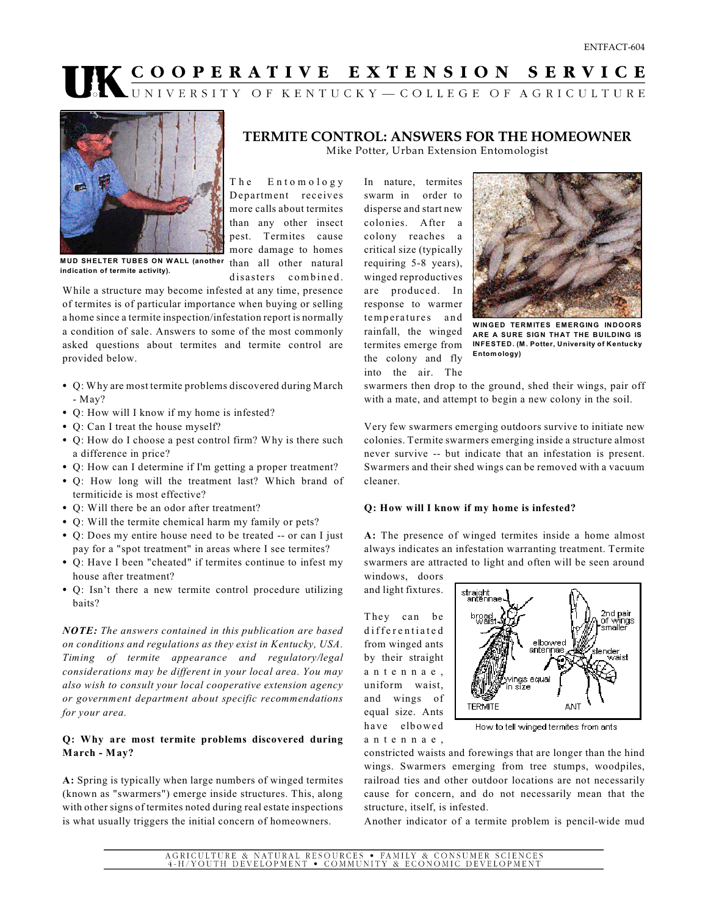ENTFACT-604

# COOPERATIVE EXTENSION SERVICE

UNIVERSITY OF KENTUCKY — COLLEGE OF AGRICULTURE

**MUD SHELTER TUBES ON WALL (another indication of termite activity).**

## TERMITE CONTROL: ANSWERS FOR THE HOMEOWNER

Mike Potter, Urban Extension Entomologist

The Entomology Department receives more calls about termites than any other insect pest. Termites cause more damage to homes than all other natural disasters combined. While a structure may become infested at any time, presence of termites is of particular importance when buying or selling a home since a termite inspection/infestation report is normally a condition of sale. Answers to some of the most commonly asked questions about termites and termite control are provided below.

- Q: Why are most termite problems discovered during March - May?
- Q: How will I know if my home is infested?
- Q: Can I treat the house myself?
- Q: How do I choose a pest control firm? Why is there such a difference in price?
- Q: How can I determine if I'm getting a proper treatment?
- Q: How long will the treatment last? Which brand of termiticide is most effective?
- Q: Will there be an odor after treatment?
- Q: Will the termite chemical harm my family or pets?
- Q: Does my entire house need to be treated -- or can I just pay for a "spot treatment" in areas where I see termites?
- Q: Have I been "cheated" if termites continue to infest my house after treatment?
- Q: Isn't there a new termite control procedure utilizing baits?

***NOTE:*** *The answers contained in this publication are based on conditions and regulations as they exist in Kentucky, USA. Timing of termite appearance and regulatory/legal considerations may be different in your local area. You may also wish to consult your local cooperative extension agency or government department about specific recommendations for your area.*

### Q: Why are most termite problems discovered during March - May?

**A:** Spring is typically when large numbers of winged termites (known as "swarmers") emerge inside structures. This, along with other signs of termites noted during real estate inspections is what usually triggers the initial concern of homeowners.

In nature, termites swarm in order to disperse and start new colonies. After a colony reaches a critical size (typically requiring 5-8 years), winged reproductives are produced. In response to warmer temperatures and rainfall, the winged termites emerge from the colony and fly into the air. The swarmers then drop to the ground, shed their wings, pair off with a mate, and attempt to begin a new colony in the soil.

**WINGED TERMITES EMERGING INDOORS ARE A SURE SIGN THAT THE BUILDING IS INFESTED. (M. Potter, University of Kentucky Entomology)**

Very few swarmers emerging outdoors survive to initiate new colonies. Termite swarmers emerging inside a structure almost never survive -- but indicate that an infestation is present. Swarmers and their shed wings can be removed with a vacuum cleaner.

### Q: How will I know if my home is infested?

**A:** The presence of winged termites inside a home almost always indicates an infestation warranting treatment. Termite swarmers are attracted to light and often will be seen around windows, doors and light fixtures.

They can be differentiated from winged ants by their straight antennae, uniform waist, and wings of equal size. Ants have elbowed antennae, constricted waists and forewings that are longer than the hind wings. Swarmers emerging from tree stumps, woodpiles, railroad ties and other outdoor locations are not necessarily cause for concern, and do not necessarily mean that the structure, itself, is infested.

How to tell winged termites from ants

Another indicator of a termite problem is pencil-wide mud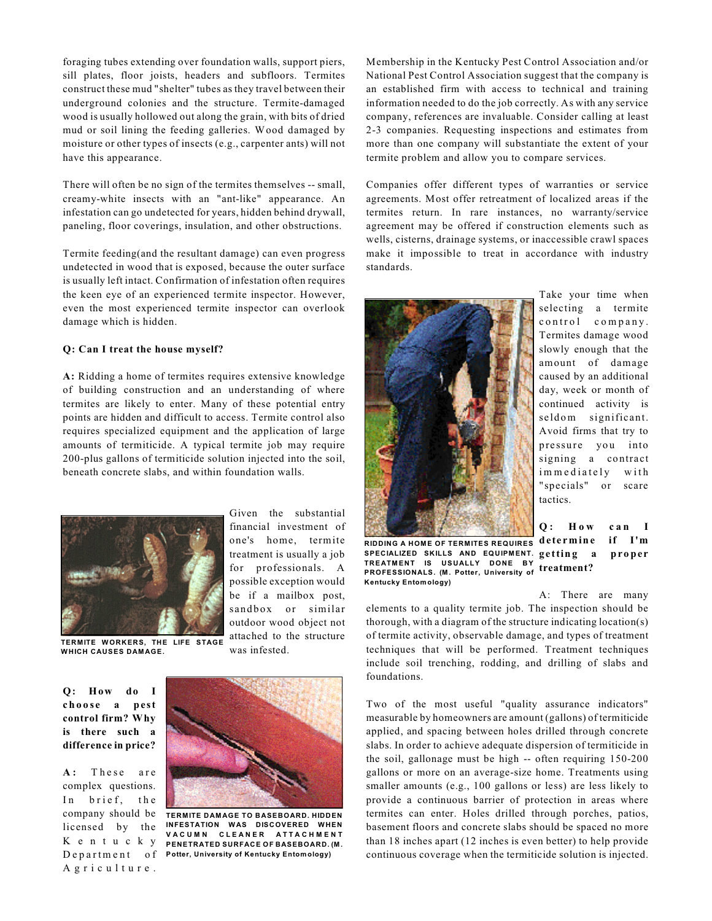foraging tubes extending over foundation walls, support piers, sill plates, floor joists, headers and subfloors. Termites construct these mud "shelter" tubes as they travel between their underground colonies and the structure. Termite-damaged wood is usually hollowed out along the grain, with bits of dried mud or soil lining the feeding galleries. Wood damaged by moisture or other types of insects (e.g., carpenter ants) will not have this appearance.

There will often be no sign of the termites themselves -- small, creamy-white insects with an "ant-like" appearance. An infestation can go undetected for years, hidden behind drywall, paneling, floor coverings, insulation, and other obstructions.

Termite feeding(and the resultant damage) can even progress undetected in wood that is exposed, because the outer surface is usually left intact. Confirmation of infestation often requires the keen eye of an experienced termite inspector. However, even the most experienced termite inspector can overlook damage which is hidden.

**Q: Can I treat the house myself?**

**A:** Ridding a home of termites requires extensive knowledge of building construction and an understanding of where termites are likely to enter. Many of these potential entry points are hidden and difficult to access. Termite control also requires specialized equipment and the application of large amounts of termiticide. A typical termite job may require 200-plus gallons of termiticide solution injected into the soil, beneath concrete slabs, and within foundation walls.

TERMITE WORKERS, THE LIFE STAGE WHICH CAUSES DAMAGE.

Given the substantial financial investment of one's home, termite treatment is usually a job for professionals. A possible exception would be if a mailbox post, sandbox or similar outdoor wood object not attached to the structure was infested.

**Q: How do I choose a pest control firm? Why is there such a difference in price?**

TERMITE DAMAGE TO BASEBOARD. HIDDEN INFESTATION WAS DISCOVERED WHEN VACUMN CLEANER ATTACHMENT PENETRATED SURFACE OF BASEBOARD. (M. Potter, University of Kentucky Entomology)

**A:** These are complex questions. In brief, the company should be licensed by the Kentucky Department of Agriculture. Membership in the Kentucky Pest Control Association and/or National Pest Control Association suggest that the company is an established firm with access to technical and training information needed to do the job correctly. As with any service company, references are invaluable. Consider calling at least 2-3 companies. Requesting inspections and estimates from more than one company will substantiate the extent of your termite problem and allow you to compare services.

Companies offer different types of warranties or service agreements. Most offer retreatment of localized areas if the termites return. In rare instances, no warranty/service agreement may be offered if construction elements such as wells, cisterns, drainage systems, or inaccessible crawl spaces make it impossible to treat in accordance with industry standards.

RIDDING A HOME OF TERMITES REQUIRES SPECIALIZED SKILLS AND EQUIPMENT. TREATMENT IS USUALLY DONE BY PROFESSIONALS. (M. Potter, University of Kentucky Entomology)

Take your time when selecting a termite control company. Termites damage wood slowly enough that the amount of damage caused by an additional day, week or month of continued activity is seldom significant. Avoid firms that try to pressure you into signing a contract immediately with "specials" or scare tactics.

**Q: How can I determine if I'm getting a proper treatment?**

A: There are many elements to a quality termite job. The inspection should be thorough, with a diagram of the structure indicating location(s) of termite activity, observable damage, and types of treatment techniques that will be performed. Treatment techniques include soil trenching, rodding, and drilling of slabs and foundations.

Two of the most useful "quality assurance indicators" measurable by homeowners are amount (gallons) of termiticide applied, and spacing between holes drilled through concrete slabs. In order to achieve adequate dispersion of termiticide in the soil, gallonage must be high -- often requiring 150-200 gallons or more on an average-size home. Treatments using smaller amounts (e.g., 100 gallons or less) are less likely to provide a continuous barrier of protection in areas where termites can enter. Holes drilled through porches, patios, basement floors and concrete slabs should be spaced no more than 18 inches apart (12 inches is even better) to help provide continuous coverage when the termiticide solution is injected.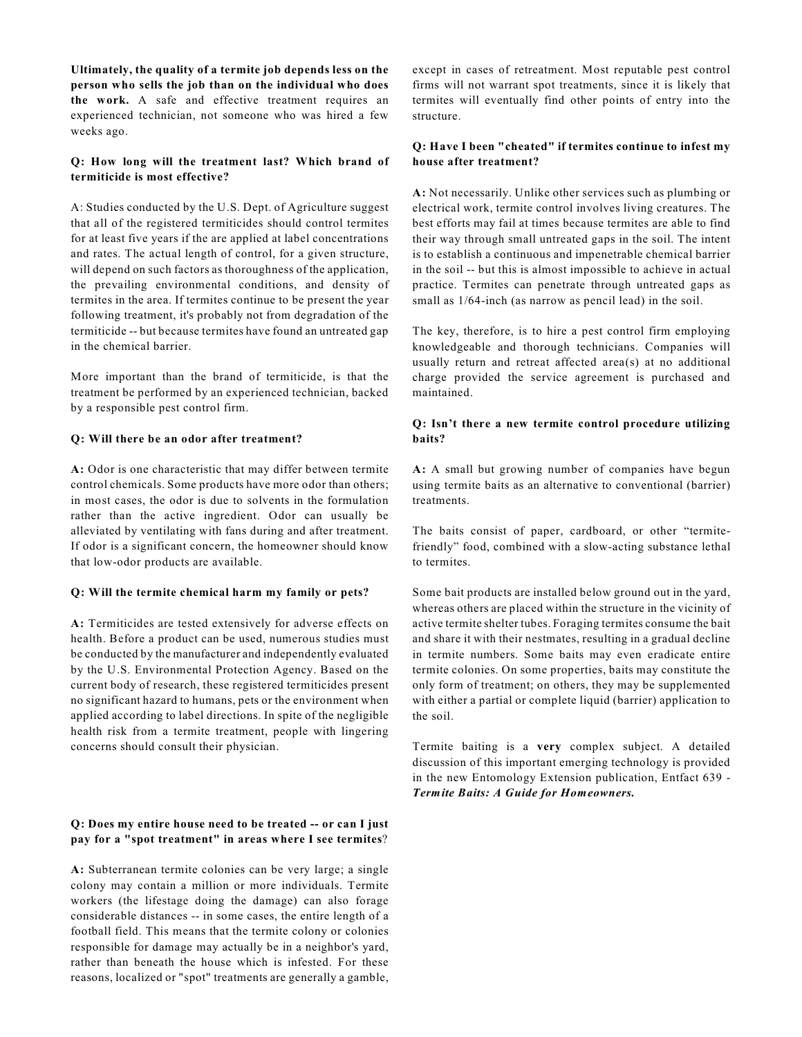**Ultimately, the quality of a termite job depends less on the person who sells the job than on the individual who does the work.** A safe and effective treatment requires an experienced technician, not someone who was hired a few weeks ago.

**Q: How long will the treatment last? Which brand of termiticide is most effective?**

A: Studies conducted by the U.S. Dept. of Agriculture suggest that all of the registered termiticides should control termites for at least five years if the are applied at label concentrations and rates. The actual length of control, for a given structure, will depend on such factors as thoroughness of the application, the prevailing environmental conditions, and density of termites in the area. If termites continue to be present the year following treatment, it's probably not from degradation of the termiticide -- but because termites have found an untreated gap in the chemical barrier.

More important than the brand of termiticide, is that the treatment be performed by an experienced technician, backed by a responsible pest control firm.

**Q: Will there be an odor after treatment?**

**A:** Odor is one characteristic that may differ between termite control chemicals. Some products have more odor than others; in most cases, the odor is due to solvents in the formulation rather than the active ingredient. Odor can usually be alleviated by ventilating with fans during and after treatment. If odor is a significant concern, the homeowner should know that low-odor products are available.

**Q: Will the termite chemical harm my family or pets?**

**A:** Termiticides are tested extensively for adverse effects on health. Before a product can be used, numerous studies must be conducted by the manufacturer and independently evaluated by the U.S. Environmental Protection Agency. Based on the current body of research, these registered termiticides present no significant hazard to humans, pets or the environment when applied according to label directions. In spite of the negligible health risk from a termite treatment, people with lingering concerns should consult their physician.

**Q: Does my entire house need to be treated -- or can I just pay for a "spot treatment" in areas where I see termites**?

**A:** Subterranean termite colonies can be very large; a single colony may contain a million or more individuals. Termite workers (the lifestage doing the damage) can also forage considerable distances -- in some cases, the entire length of a football field. This means that the termite colony or colonies responsible for damage may actually be in a neighbor's yard, rather than beneath the house which is infested. For these reasons, localized or "spot" treatments are generally a gamble, except in cases of retreatment. Most reputable pest control firms will not warrant spot treatments, since it is likely that termites will eventually find other points of entry into the structure.

**Q: Have I been "cheated" if termites continue to infest my house after treatment?**

**A:** Not necessarily. Unlike other services such as plumbing or electrical work, termite control involves living creatures. The best efforts may fail at times because termites are able to find their way through small untreated gaps in the soil. The intent is to establish a continuous and impenetrable chemical barrier in the soil -- but this is almost impossible to achieve in actual practice. Termites can penetrate through untreated gaps as small as 1/64-inch (as narrow as pencil lead) in the soil.

The key, therefore, is to hire a pest control firm employing knowledgeable and thorough technicians. Companies will usually return and retreat affected area(s) at no additional charge provided the service agreement is purchased and maintained.

**Q: Isn't there a new termite control procedure utilizing baits?**

**A:** A small but growing number of companies have begun using termite baits as an alternative to conventional (barrier) treatments.

The baits consist of paper, cardboard, or other "termite-friendly" food, combined with a slow-acting substance lethal to termites.

Some bait products are installed below ground out in the yard, whereas others are placed within the structure in the vicinity of active termite shelter tubes. Foraging termites consume the bait and share it with their nestmates, resulting in a gradual decline in termite numbers. Some baits may even eradicate entire termite colonies. On some properties, baits may constitute the only form of treatment; on others, they may be supplemented with either a partial or complete liquid (barrier) application to the soil.

Termite baiting is a **very** complex subject. A detailed discussion of this important emerging technology is provided in the new Entomology Extension publication, Entfact 639 - ***Termite Baits: A Guide for Homeowners.***